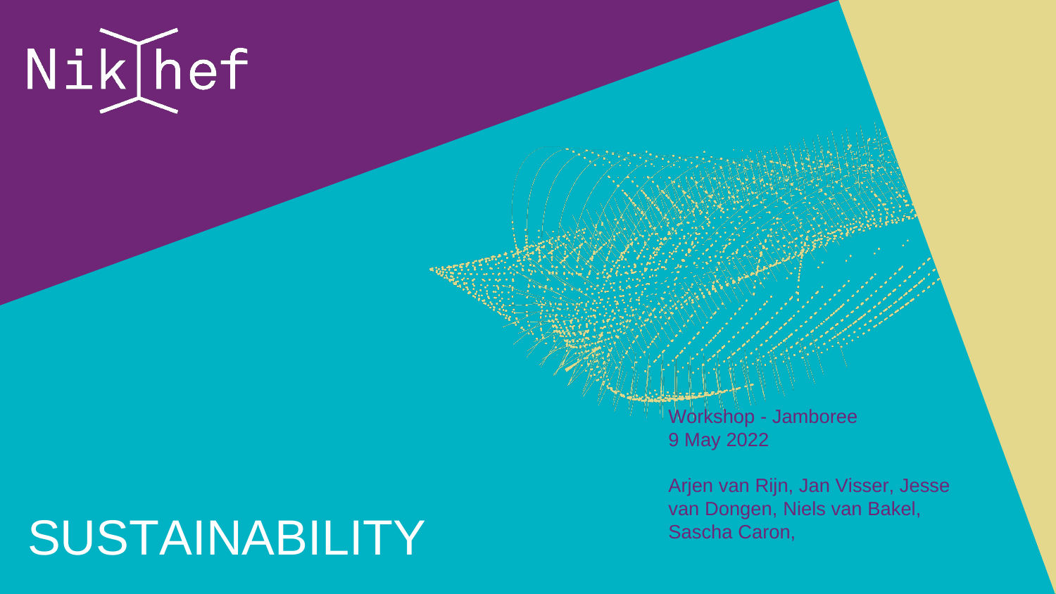Nikhef

# SUSTAINABILITY

Workshop - Jamboree
9 May 2022

Arjen van Rijn, Jan Visser, Jesse van Dongen, Niels van Bakel, Sascha Caron,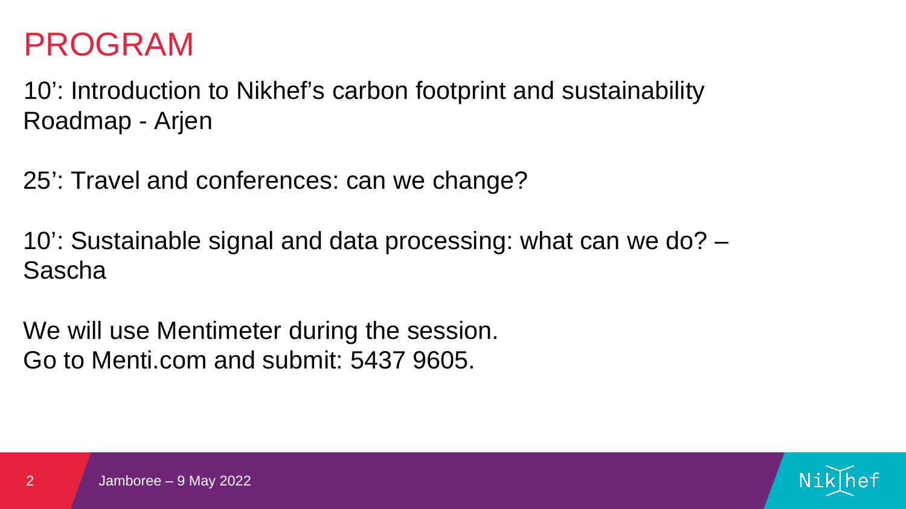# PROGRAM

10’: Introduction to Nikhef’s carbon footprint and sustainability Roadmap - Arjen

25’: Travel and conferences: can we change?

10’: Sustainable signal and data processing: what can we do? – Sascha

We will use Mentimeter during the session.
Go to Menti.com and submit: 5437 9605.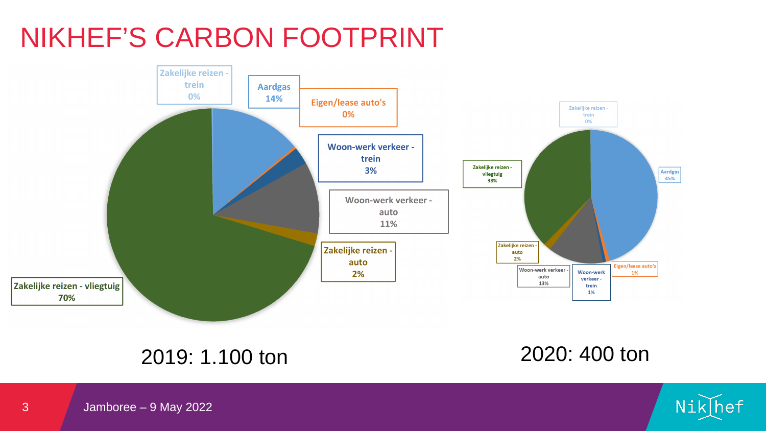# NIKHEF'S CARBON FOOTPRINT

Zakelijke reizen - trein 0%

Aardgas 14%

Eigen/lease auto's 0%

Woon-werk verkeer - trein 3%

Woon-werk verkeer - auto 11%

Zakelijke reizen - auto 2%

Zakelijke reizen - vliegtuig 70%

2019: 1.100 ton

Zakelijke reizen - trein 0%

Aardgas 45%

Zakelijke reizen - vliegtuig 38%

Zakelijke reizen - auto 2%

Woon-werk verkeer - auto 13%

Woon-werk verkeer - trein 1%

Eigen/lease auto's 1%

2020: 400 ton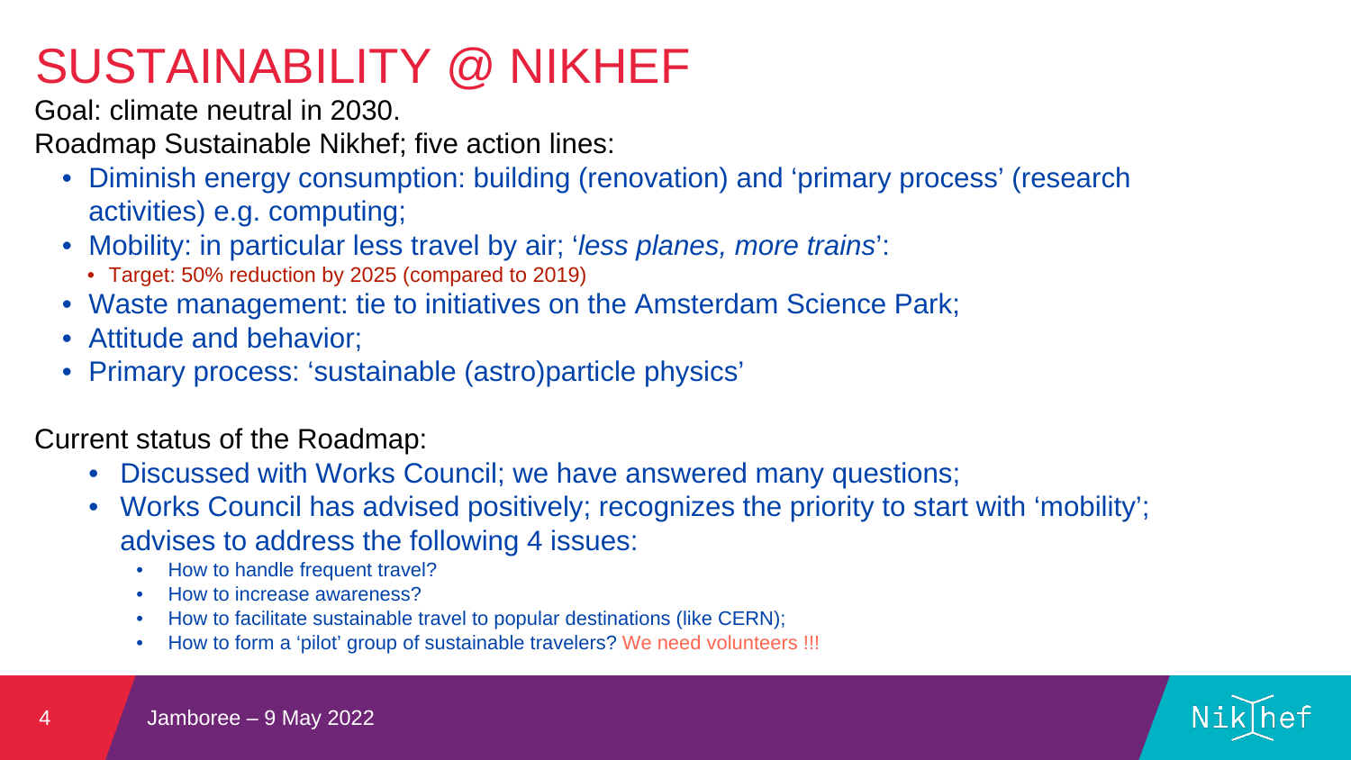# SUSTAINABILITY @ NIKHEF

Goal: climate neutral in 2030.

Roadmap Sustainable Nikhef; five action lines:

- Diminish energy consumption: building (renovation) and 'primary process' (research activities) e.g. computing;
- Mobility: in particular less travel by air; '*less planes, more trains*':
  - Target: 50% reduction by 2025 (compared to 2019)
- Waste management: tie to initiatives on the Amsterdam Science Park;
- Attitude and behavior;
- Primary process: 'sustainable (astro)particle physics'

Current status of the Roadmap:

- Discussed with Works Council; we have answered many questions;
- Works Council has advised positively; recognizes the priority to start with 'mobility'; advises to address the following 4 issues:
  - How to handle frequent travel?
  - How to increase awareness?
  - How to facilitate sustainable travel to popular destinations (like CERN);
  - How to form a 'pilot' group of sustainable travelers? We need volunteers !!!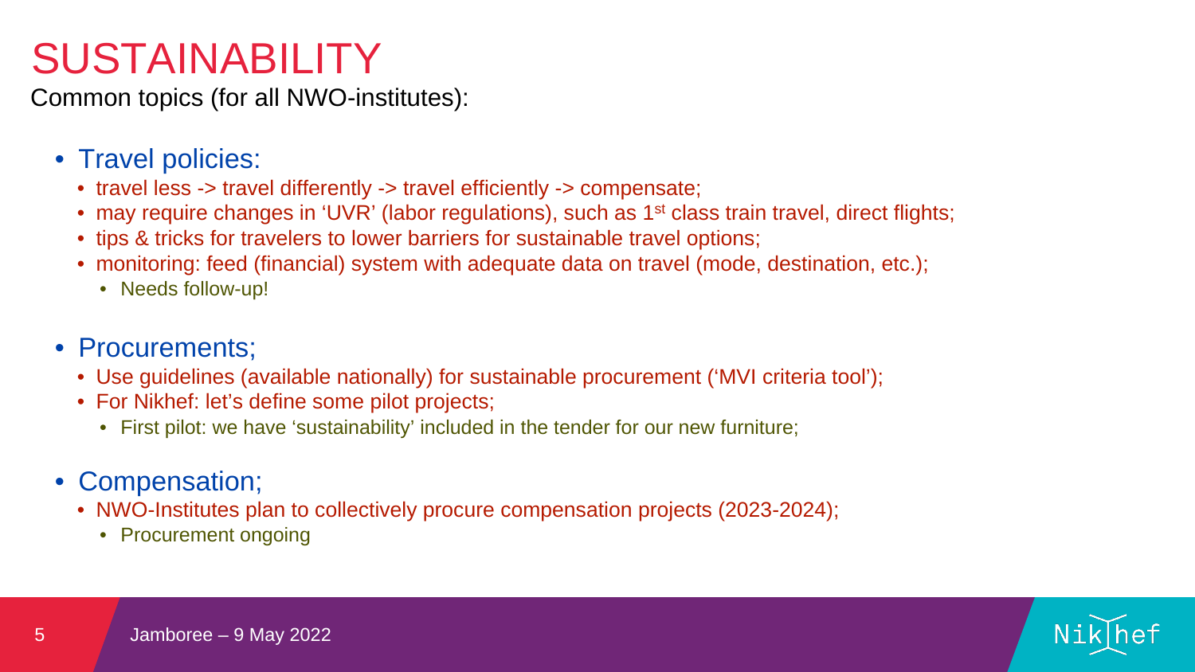# SUSTAINABILITY

Common topics (for all NWO-institutes):

- Travel policies:
  - travel less -> travel differently -> travel efficiently -> compensate;
  - may require changes in 'UVR' (labor regulations), such as 1st class train travel, direct flights;
  - tips & tricks for travelers to lower barriers for sustainable travel options;
  - monitoring: feed (financial) system with adequate data on travel (mode, destination, etc.);
    - Needs follow-up!
- Procurements;
  - Use guidelines (available nationally) for sustainable procurement ('MVI criteria tool');
  - For Nikhef: let's define some pilot projects;
    - First pilot: we have 'sustainability' included in the tender for our new furniture;
- Compensation;
  - NWO-Institutes plan to collectively procure compensation projects (2023-2024);
    - Procurement ongoing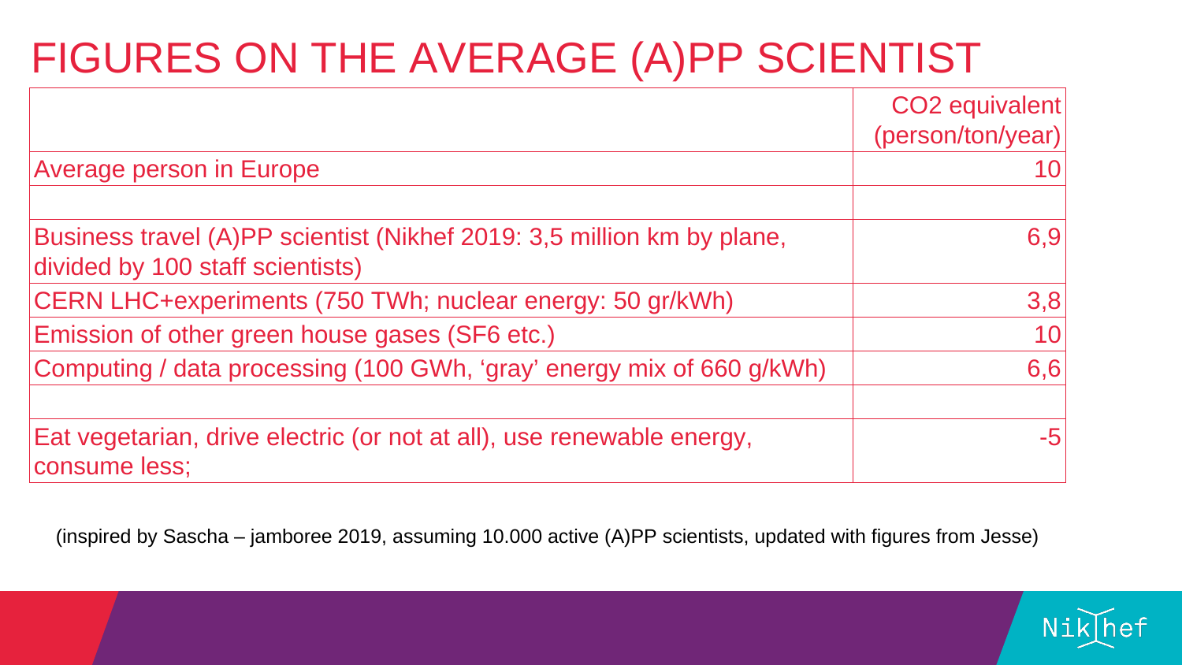# FIGURES ON THE AVERAGE (A)PP SCIENTIST

| | $CO_2$ equivalent (person/ton/year) |
|---|---|
| Average person in Europe | 10 |
| | |
| Business travel (A)PP scientist (Nikhef 2019: 3,5 million km by plane, divided by 100 staff scientists) | 6,9 |
| CERN LHC+experiments (750 TWh; nuclear energy: 50 gr/kWh) | 3,8 |
| Emission of other green house gases ($SF_6$ etc.) | 10 |
| Computing / data processing (100 GWh, 'gray' energy mix of 660 g/kWh) | 6,6 |
| | |
| Eat vegetarian, drive electric (or not at all), use renewable energy, consume less; | -5 |

(inspired by Sascha – jamboree 2019, assuming 10.000 active (A)PP scientists, updated with figures from Jesse)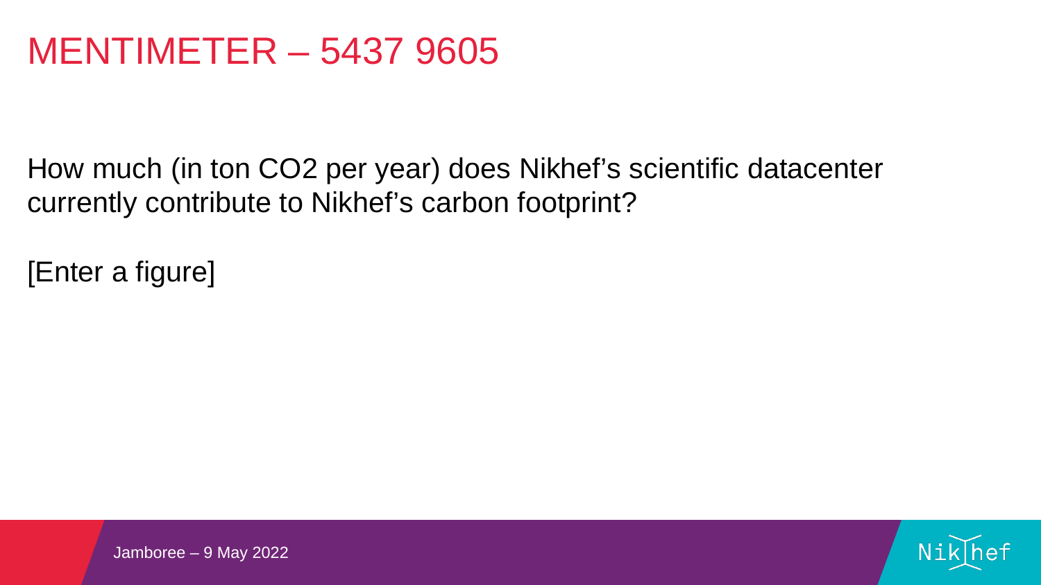# MENTIMETER – 5437 9605

How much (in ton $CO_2$ per year) does Nikhef's scientific datacenter currently contribute to Nikhef's carbon footprint?

[Enter a figure]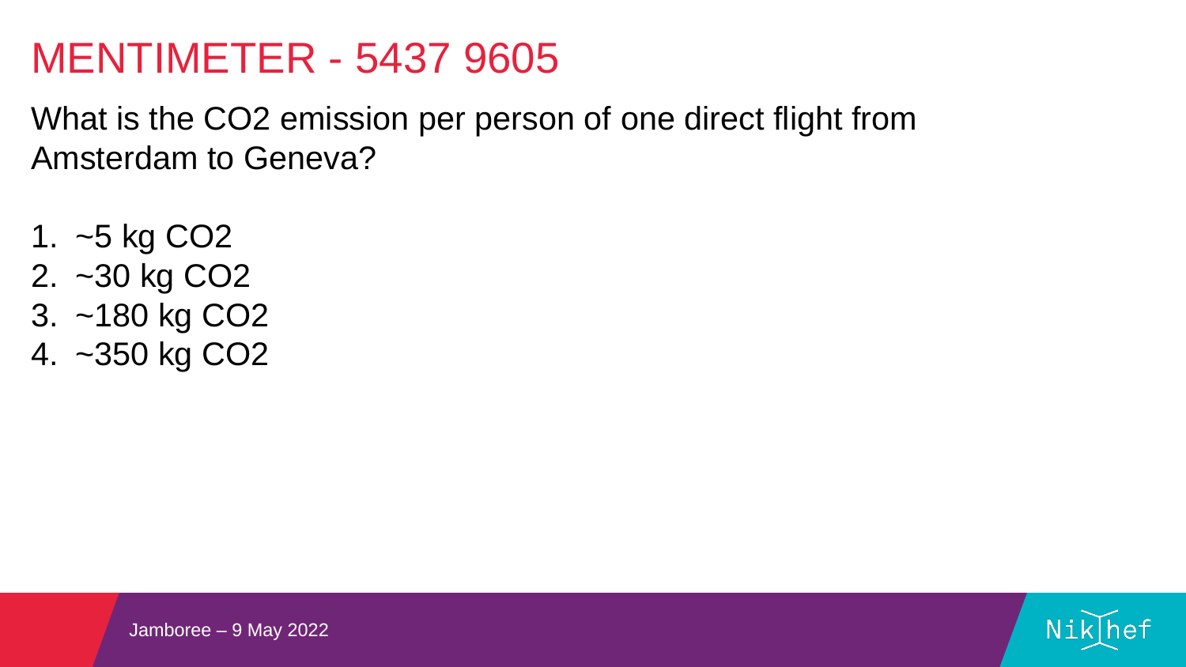# MENTIMETER - 5437 9605

What is the $CO_2$ emission per person of one direct flight from Amsterdam to Geneva?

1. ~5 kg $CO_2$
2. ~30 kg $CO_2$
3. ~180 kg $CO_2$
4. ~350 kg $CO_2$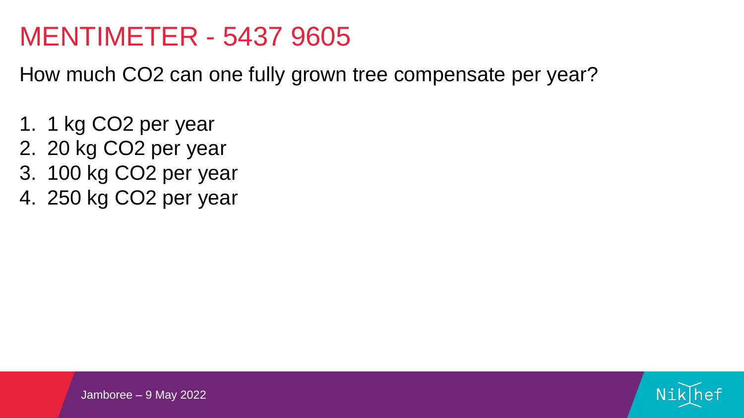# MENTIMETER - 5437 9605

How much $CO_2$ can one fully grown tree compensate per year?

1. 1 kg $CO_2$ per year
2. 20 kg $CO_2$ per year
3. 100 kg $CO_2$ per year
4. 250 kg $CO_2$ per year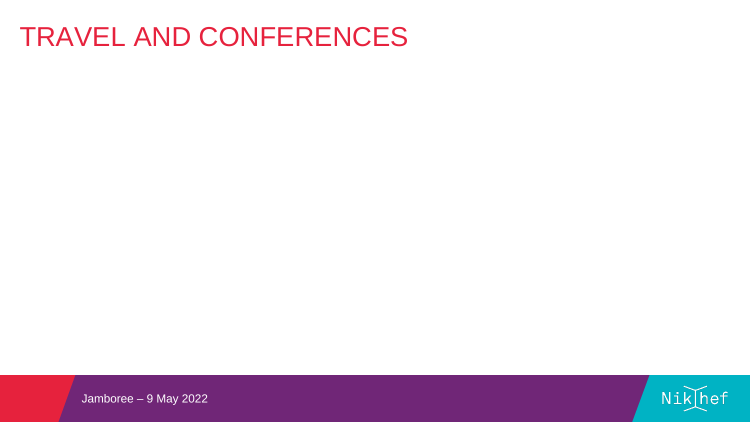# TRAVEL AND CONFERENCES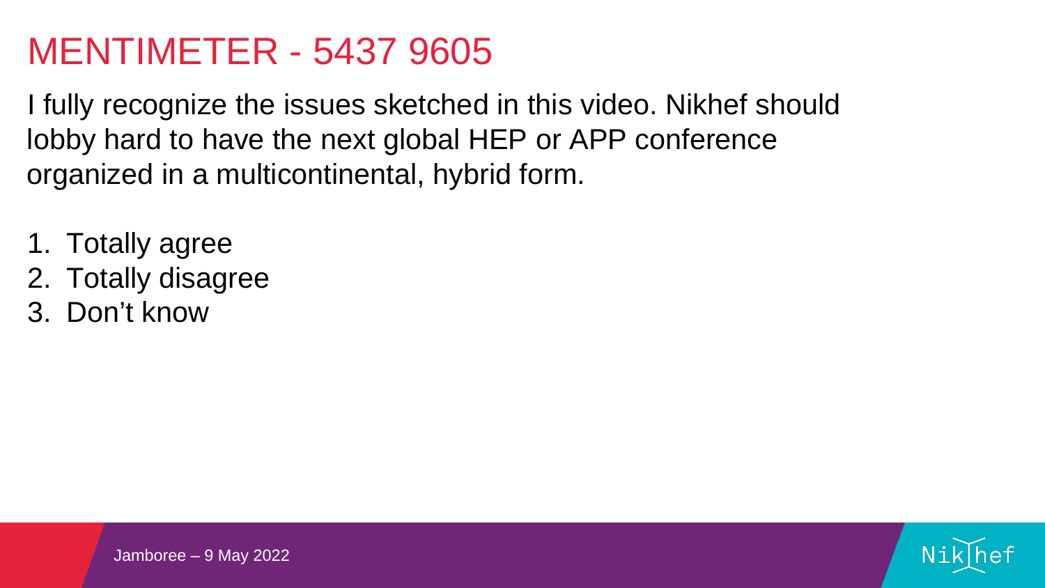# MENTIMETER - 5437 9605

I fully recognize the issues sketched in this video. Nikhef should lobby hard to have the next global HEP or APP conference organized in a multicontinental, hybrid form.

1. Totally agree
2. Totally disagree
3. Don’t know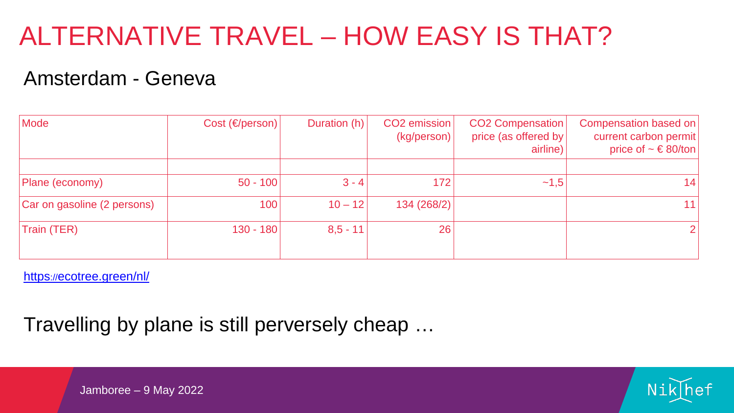# ALTERNATIVE TRAVEL – HOW EASY IS THAT?

## Amsterdam - Geneva

| Mode | Cost (€/person) | Duration (h) | $CO_2$ emission (kg/person) | $CO_2$ Compensation price (as offered by airline) | Compensation based on current carbon permit price of ~ € 80/ton |
|---|---|---|---|---|---|
| | | | | | |
| Plane (economy) | 50 - 100 | 3 - 4 | 172 | ~1,5 | 14 |
| Car on gasoline (2 persons) | 100 | 10 – 12 | 134 (268/2) | | 11 |
| Train (TER) | 130 - 180 | 8,5 - 11 | 26 | | 2 |

https://ecotree.green/nl/

Travelling by plane is still perversely cheap …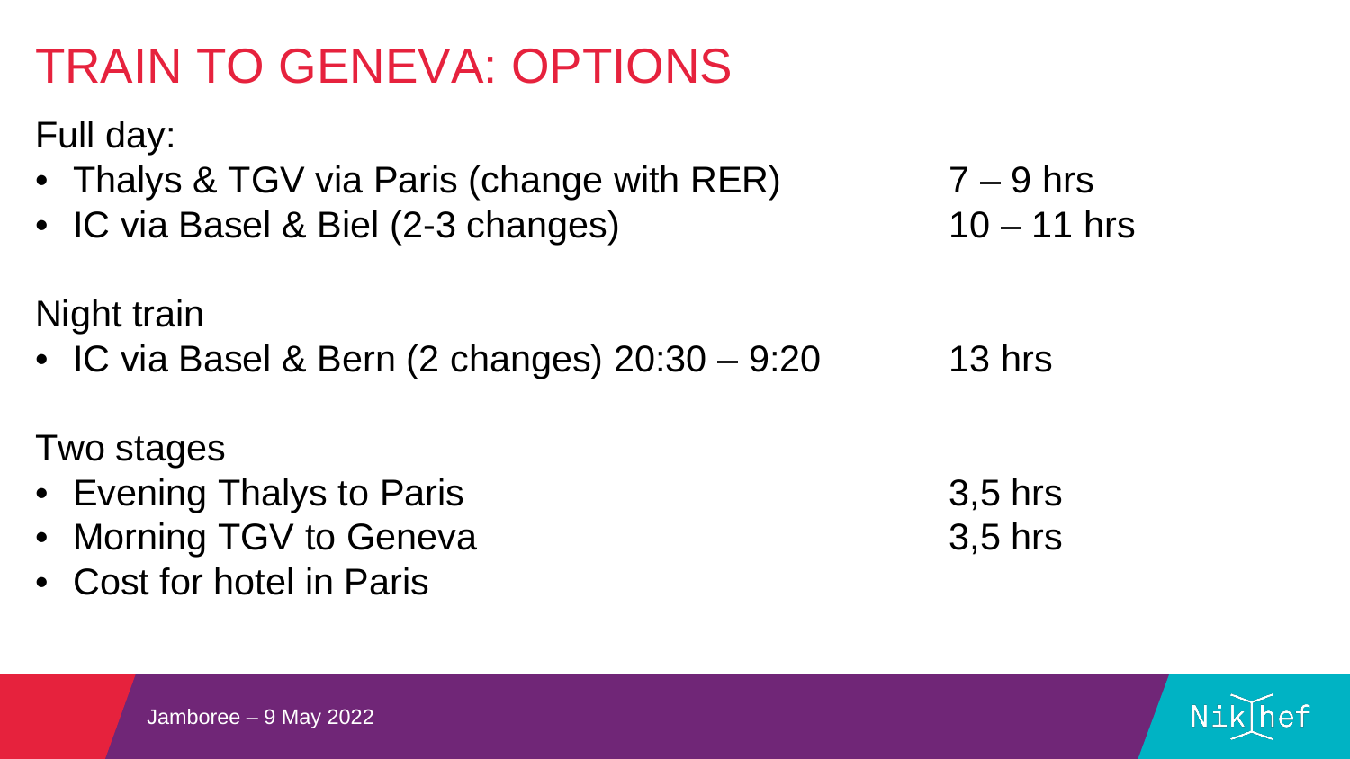# TRAIN TO GENEVA: OPTIONS

Full day:

- Thalys & TGV via Paris (change with RER) 7 – 9 hrs
- IC via Basel & Biel (2-3 changes) 10 – 11 hrs

Night train

- IC via Basel & Bern (2 changes) 20:30 – 9:20 13 hrs

Two stages

- Evening Thalys to Paris 3,5 hrs
- Morning TGV to Geneva 3,5 hrs
- Cost for hotel in Paris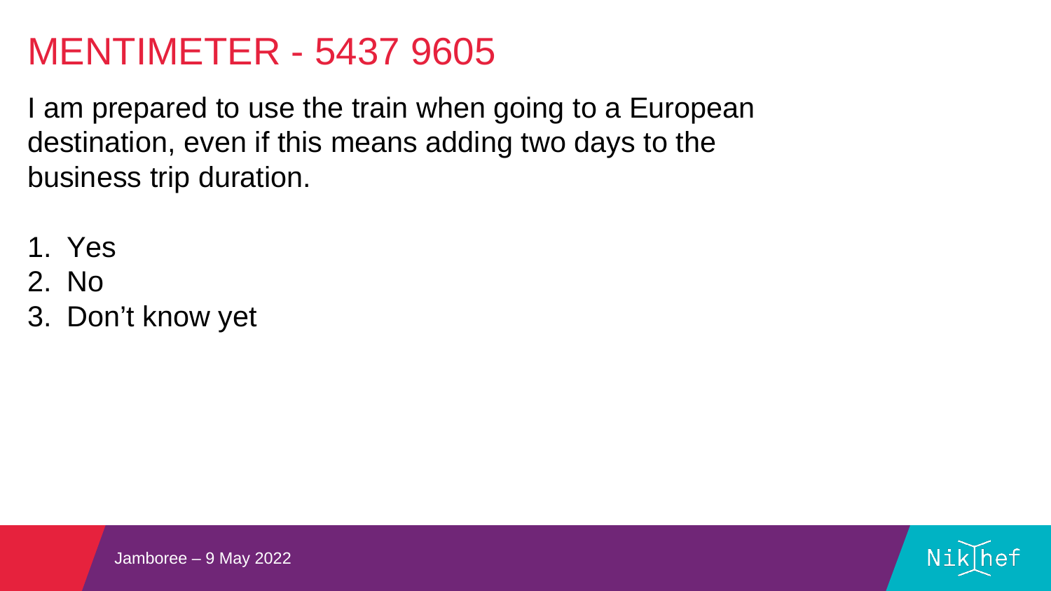# MENTIMETER - 5437 9605

I am prepared to use the train when going to a European destination, even if this means adding two days to the business trip duration.

1. Yes
2. No
3. Don't know yet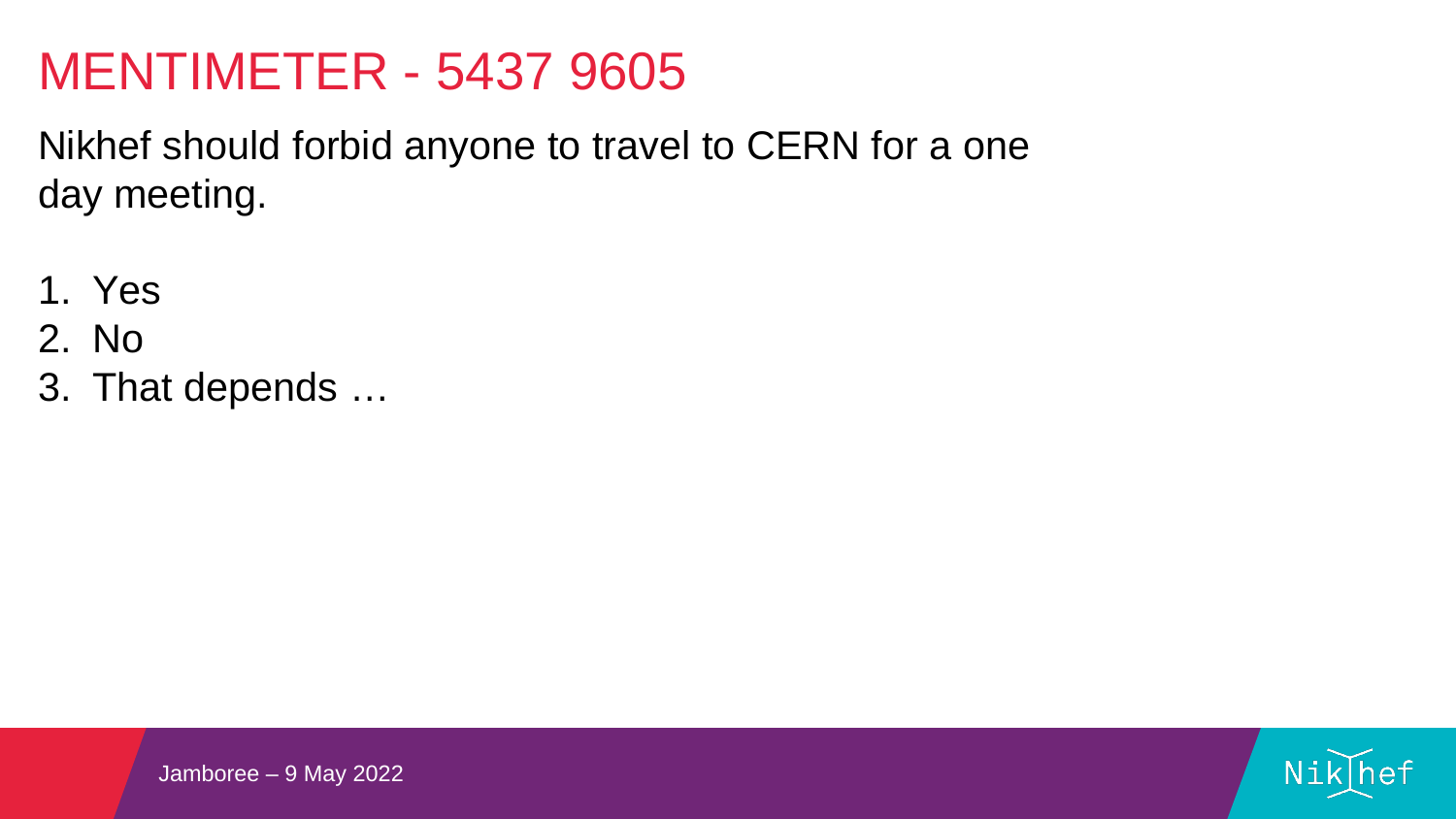# MENTIMETER - 5437 9605

Nikhef should forbid anyone to travel to CERN for a one day meeting.

1. Yes
2. No
3. That depends …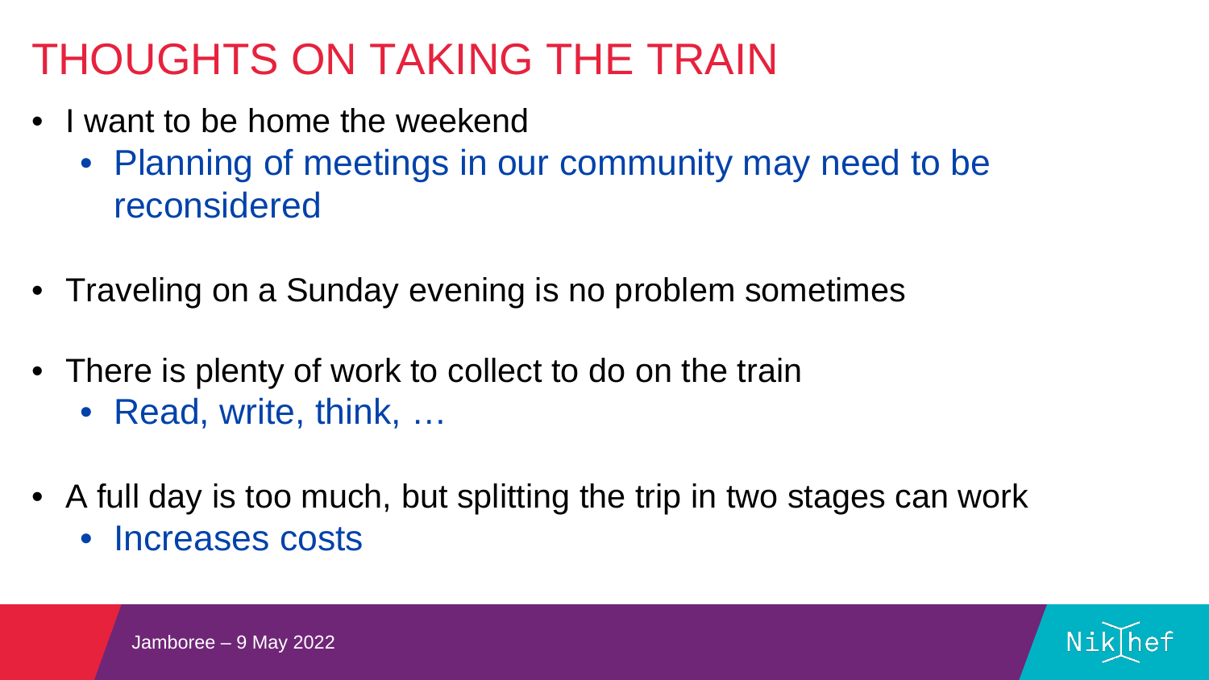# THOUGHTS ON TAKING THE TRAIN

- I want to be home the weekend
  - Planning of meetings in our community may need to be reconsidered
- Traveling on a Sunday evening is no problem sometimes
- There is plenty of work to collect to do on the train
  - Read, write, think, …
- A full day is too much, but splitting the trip in two stages can work
  - Increases costs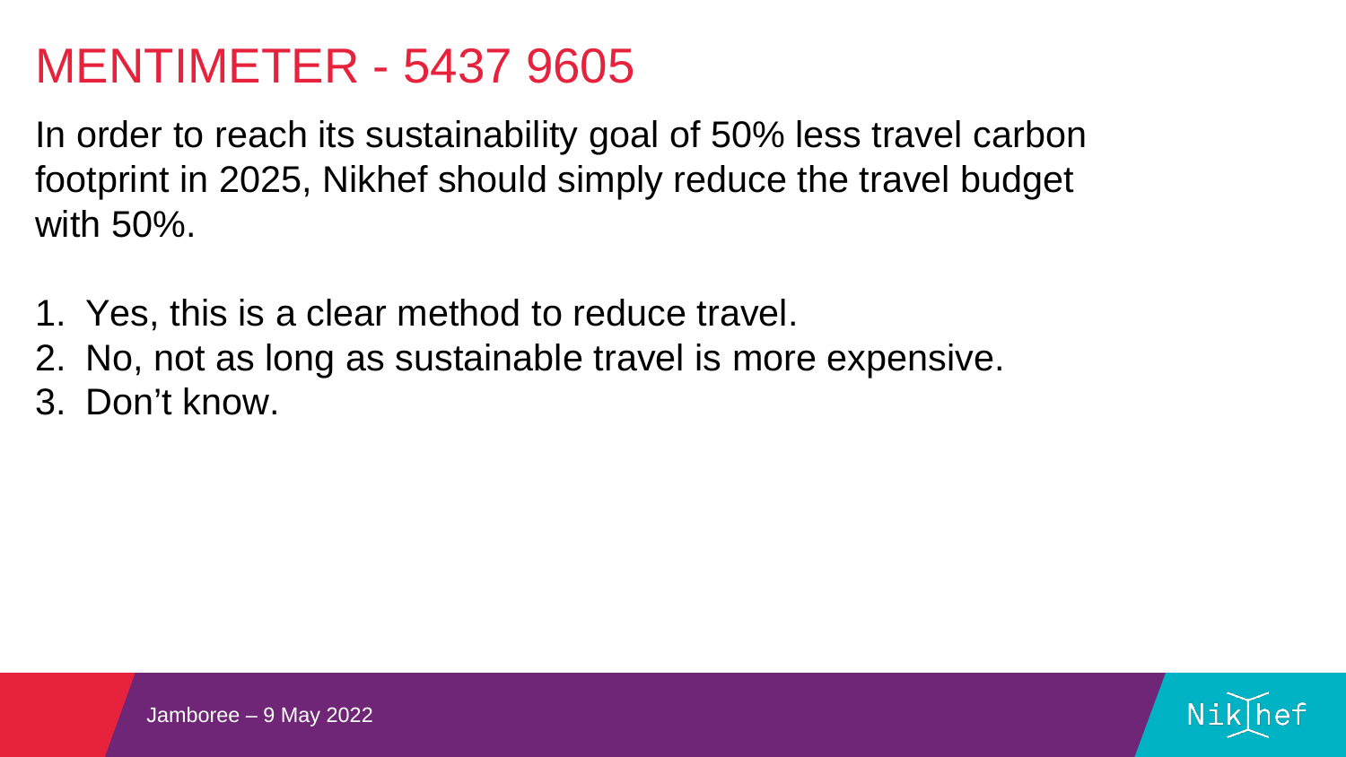# MENTIMETER - 5437 9605

In order to reach its sustainability goal of 50% less travel carbon footprint in 2025, Nikhef should simply reduce the travel budget with 50%.

1. Yes, this is a clear method to reduce travel.
2. No, not as long as sustainable travel is more expensive.
3. Don’t know.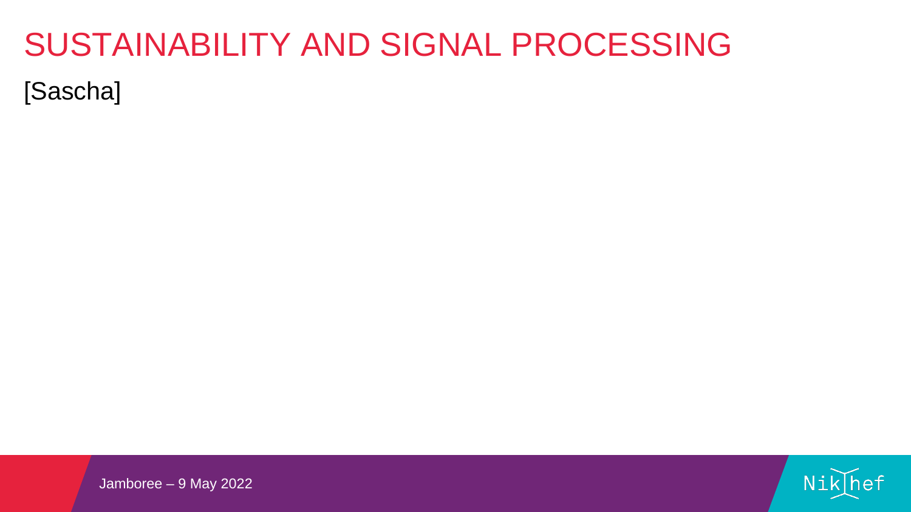# SUSTAINABILITY AND SIGNAL PROCESSING

[Sascha]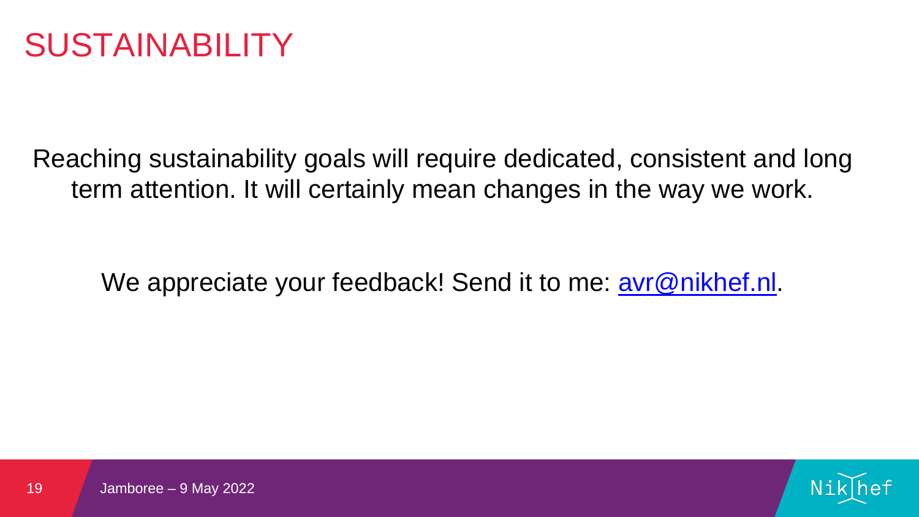# SUSTAINABILITY

Reaching sustainability goals will require dedicated, consistent and long term attention. It will certainly mean changes in the way we work.

We appreciate your feedback! Send it to me: [avr@nikhef.nl](mailto:avr@nikhef.nl).